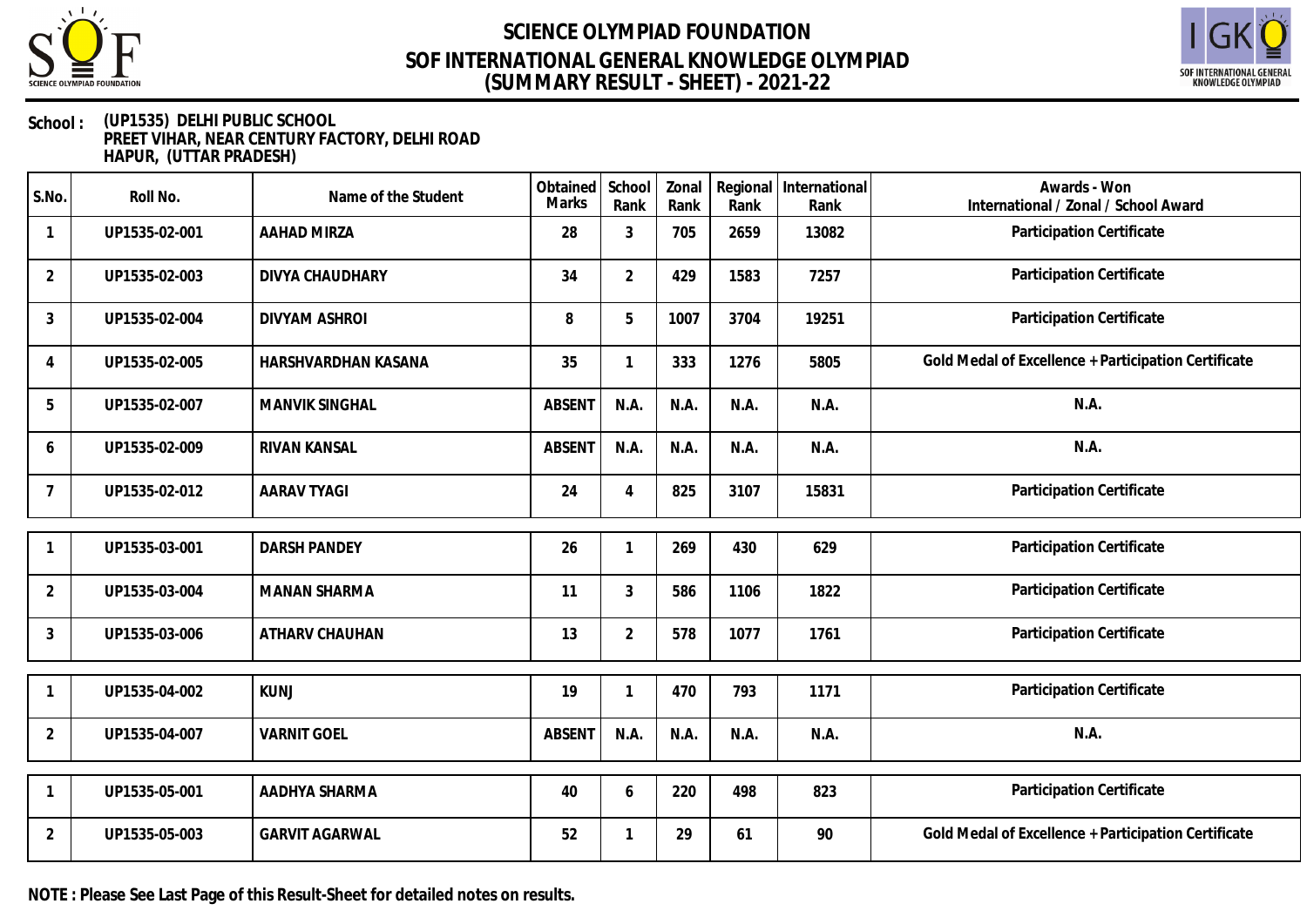# SCIENCE OLYMPIAD FOUNDATION
## SOF INTERNATIONAL GENERAL KNOWLEDGE OLYMPIAD
## (SUMMARY RESULT - SHEET) - 2021-22

**School :** (UP1535) DELHI PUBLIC SCHOOL
PREET VIHAR, NEAR CENTURY FACTORY, DELHI ROAD
HAPUR, (UTTAR PRADESH)

| S.No. | Roll No. | Name of the Student | Obtained Marks | School Rank | Zonal Rank | Regional Rank | International Rank | Awards - Won International / Zonal / School Award |
|---|---|---|---|---|---|---|---|---|
| 1 | UP1535-02-001 | AAHAD MIRZA | 28 | 3 | 705 | 2659 | 13082 | Participation Certificate |
| 2 | UP1535-02-003 | DIVYA CHAUDHARY | 34 | 2 | 429 | 1583 | 7257 | Participation Certificate |
| 3 | UP1535-02-004 | DIVYAM ASHROI | 8 | 5 | 1007 | 3704 | 19251 | Participation Certificate |
| 4 | UP1535-02-005 | HARSHVARDHAN KASANA | 35 | 1 | 333 | 1276 | 5805 | Gold Medal of Excellence + Participation Certificate |
| 5 | UP1535-02-007 | MANVIK SINGHAL | ABSENT | N.A. | N.A. | N.A. | N.A. | N.A. |
| 6 | UP1535-02-009 | RIVAN KANSAL | ABSENT | N.A. | N.A. | N.A. | N.A. | N.A. |
| 7 | UP1535-02-012 | AARAV TYAGI | 24 | 4 | 825 | 3107 | 15831 | Participation Certificate |
| 1 | UP1535-03-001 | DARSH PANDEY | 26 | 1 | 269 | 430 | 629 | Participation Certificate |
| 2 | UP1535-03-004 | MANAN SHARMA | 11 | 3 | 586 | 1106 | 1822 | Participation Certificate |
| 3 | UP1535-03-006 | ATHARV CHAUHAN | 13 | 2 | 578 | 1077 | 1761 | Participation Certificate |
| 1 | UP1535-04-002 | KUNJ | 19 | 1 | 470 | 793 | 1171 | Participation Certificate |
| 2 | UP1535-04-007 | VARNIT GOEL | ABSENT | N.A. | N.A. | N.A. | N.A. | N.A. |
| 1 | UP1535-05-001 | AADHYA SHARMA | 40 | 6 | 220 | 498 | 823 | Participation Certificate |
| 2 | UP1535-05-003 | GARVIT AGARWAL | 52 | 1 | 29 | 61 | 90 | Gold Medal of Excellence + Participation Certificate |

**NOTE : Please See Last Page of this Result-Sheet for detailed notes on results.**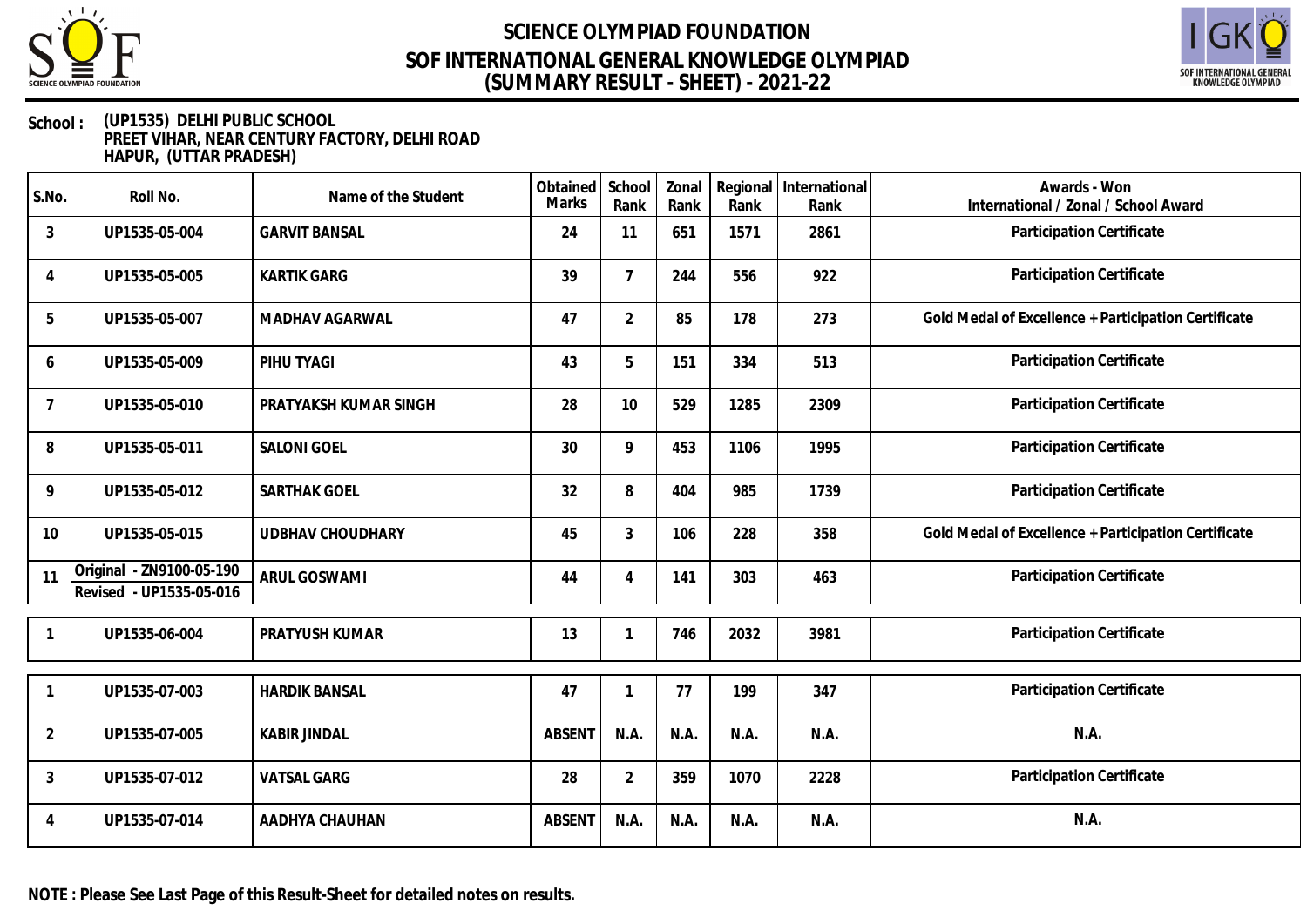# SCIENCE OLYMPIAD FOUNDATION
## SOF INTERNATIONAL GENERAL KNOWLEDGE OLYMPIAD
## (SUMMARY RESULT - SHEET) - 2021-22

**School : (UP1535) DELHI PUBLIC SCHOOL
PREET VIHAR, NEAR CENTURY FACTORY, DELHI ROAD
HAPUR, (UTTAR PRADESH)**

| S.No. | Roll No. | Name of the Student | Obtained Marks | School Rank | Zonal Rank | Regional Rank | International Rank | Awards - Won International / Zonal / School Award |
|---|---|---|---|---|---|---|---|---|
| 3 | UP1535-05-004 | GARVIT BANSAL | 24 | 11 | 651 | 1571 | 2861 | Participation Certificate |
| 4 | UP1535-05-005 | KARTIK GARG | 39 | 7 | 244 | 556 | 922 | Participation Certificate |
| 5 | UP1535-05-007 | MADHAV AGARWAL | 47 | 2 | 85 | 178 | 273 | Gold Medal of Excellence + Participation Certificate |
| 6 | UP1535-05-009 | PIHU TYAGI | 43 | 5 | 151 | 334 | 513 | Participation Certificate |
| 7 | UP1535-05-010 | PRATYAKSH KUMAR SINGH | 28 | 10 | 529 | 1285 | 2309 | Participation Certificate |
| 8 | UP1535-05-011 | SALONI GOEL | 30 | 9 | 453 | 1106 | 1995 | Participation Certificate |
| 9 | UP1535-05-012 | SARTHAK GOEL | 32 | 8 | 404 | 985 | 1739 | Participation Certificate |
| 10 | UP1535-05-015 | UDBHAV CHOUDHARY | 45 | 3 | 106 | 228 | 358 | Gold Medal of Excellence + Participation Certificate |
| 11 | Original - ZN9100-05-190<br>Revised - UP1535-05-016 | ARUL GOSWAMI | 44 | 4 | 141 | 303 | 463 | Participation Certificate |
| 1 | UP1535-06-004 | PRATYUSH KUMAR | 13 | 1 | 746 | 2032 | 3981 | Participation Certificate |
| 1 | UP1535-07-003 | HARDIK BANSAL | 47 | 1 | 77 | 199 | 347 | Participation Certificate |
| 2 | UP1535-07-005 | KABIR JINDAL | ABSENT | N.A. | N.A. | N.A. | N.A. | N.A. |
| 3 | UP1535-07-012 | VATSAL GARG | 28 | 2 | 359 | 1070 | 2228 | Participation Certificate |
| 4 | UP1535-07-014 | AADHYA CHAUHAN | ABSENT | N.A. | N.A. | N.A. | N.A. | N.A. |

**NOTE : Please See Last Page of this Result-Sheet for detailed notes on results.**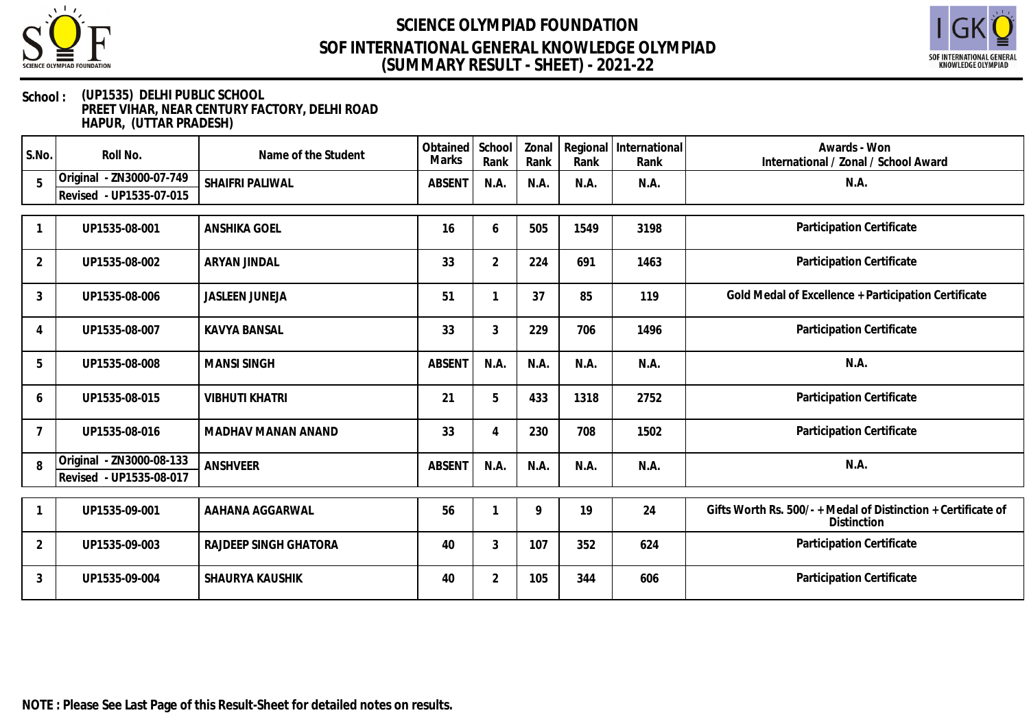# SCIENCE OLYMPIAD FOUNDATION
## SOF INTERNATIONAL GENERAL KNOWLEDGE OLYMPIAD
## (SUMMARY RESULT - SHEET) - 2021-22

**School :** (UP1535) DELHI PUBLIC SCHOOL
PREET VIHAR, NEAR CENTURY FACTORY, DELHI ROAD
HAPUR, (UTTAR PRADESH)

| S.No. | Roll No. | Name of the Student | Obtained Marks | School Rank | Zonal Rank | Regional Rank | International Rank | Awards - Won International / Zonal / School Award |
|---|---|---|---|---|---|---|---|---|
| 5 | Original - ZN3000-07-749<br>Revised - UP1535-07-015 | SHAIFRI PALIWAL | ABSENT | N.A. | N.A. | N.A. | N.A. | N.A. |

| S.No. | Roll No. | Name of the Student | Obtained Marks | School Rank | Zonal Rank | Regional Rank | International Rank | Awards - Won International / Zonal / School Award |
|---|---|---|---|---|---|---|---|---|
| 1 | UP1535-08-001 | ANSHIKA GOEL | 16 | 6 | 505 | 1549 | 3198 | Participation Certificate |
| 2 | UP1535-08-002 | ARYAN JINDAL | 33 | 2 | 224 | 691 | 1463 | Participation Certificate |
| 3 | UP1535-08-006 | JASLEEN JUNEJA | 51 | 1 | 37 | 85 | 119 | Gold Medal of Excellence + Participation Certificate |
| 4 | UP1535-08-007 | KAVYA BANSAL | 33 | 3 | 229 | 706 | 1496 | Participation Certificate |
| 5 | UP1535-08-008 | MANSI SINGH | ABSENT | N.A. | N.A. | N.A. | N.A. | N.A. |
| 6 | UP1535-08-015 | VIBHUTI KHATRI | 21 | 5 | 433 | 1318 | 2752 | Participation Certificate |
| 7 | UP1535-08-016 | MADHAV MANAN ANAND | 33 | 4 | 230 | 708 | 1502 | Participation Certificate |
| 8 | Original - ZN3000-08-133<br>Revised - UP1535-08-017 | ANSHVEER | ABSENT | N.A. | N.A. | N.A. | N.A. | N.A. |

| S.No. | Roll No. | Name of the Student | Obtained Marks | School Rank | Zonal Rank | Regional Rank | International Rank | Awards - Won International / Zonal / School Award |
|---|---|---|---|---|---|---|---|---|
| 1 | UP1535-09-001 | AAHANA AGGARWAL | 56 | 1 | 9 | 19 | 24 | Gifts Worth Rs. 500/- + Medal of Distinction + Certificate of Distinction |
| 2 | UP1535-09-003 | RAJDEEP SINGH GHATORA | 40 | 3 | 107 | 352 | 624 | Participation Certificate |
| 3 | UP1535-09-004 | SHAURYA KAUSHIK | 40 | 2 | 105 | 344 | 606 | Participation Certificate |

**NOTE : Please See Last Page of this Result-Sheet for detailed notes on results.**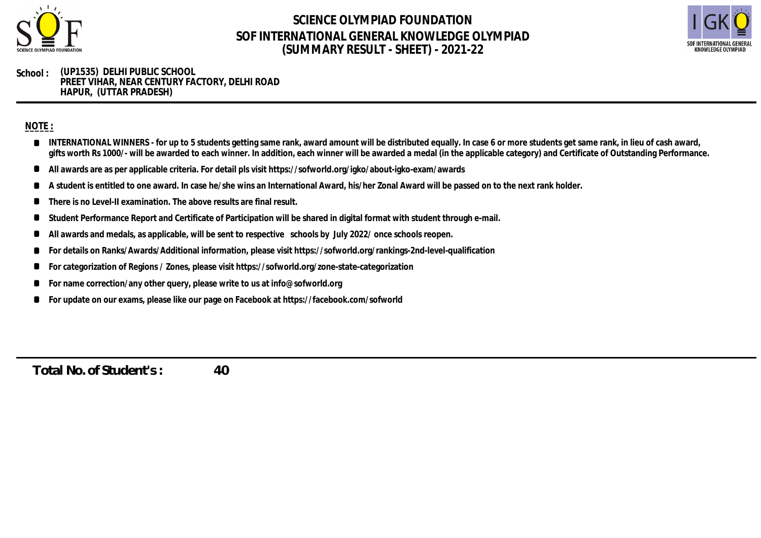# SCIENCE OLYMPIAD FOUNDATION
## SOF INTERNATIONAL GENERAL KNOWLEDGE OLYMPIAD
## (SUMMARY RESULT - SHEET) - 2021-22

**School :** **(UP1535) DELHI PUBLIC SCHOOL**
**PREET VIHAR, NEAR CENTURY FACTORY, DELHI ROAD**
**HAPUR, (UTTAR PRADESH)**

**NOTE :**

- **INTERNATIONAL WINNERS - for up to 5 students getting same rank, award amount will be distributed equally. In case 6 or more students get same rank, in lieu of cash award, gifts worth Rs 1000/- will be awarded to each winner. In addition, each winner will be awarded a medal (in the applicable category) and Certificate of Outstanding Performance.**
- **All awards are as per applicable criteria. For detail pls visit https://sofworld.org/igko/about-igko-exam/awards**
- **A student is entitled to one award. In case he/she wins an International Award, his/her Zonal Award will be passed on to the next rank holder.**
- **There is no Level-II examination. The above results are final result.**
- **Student Performance Report and Certificate of Participation will be shared in digital format with student through e-mail.**
- **All awards and medals, as applicable, will be sent to respective schools by July 2022/ once schools reopen.**
- **For details on Ranks/Awards/Additional information, please visit https://sofworld.org/rankings-2nd-level-qualification**
- **For categorization of Regions / Zones, please visit https://sofworld.org/zone-state-categorization**
- **For name correction/any other query, please write to us at info@sofworld.org**
- **For update on our exams, please like our page on Facebook at https://facebook.com/sofworld**

**Total No. of Student's : 40**